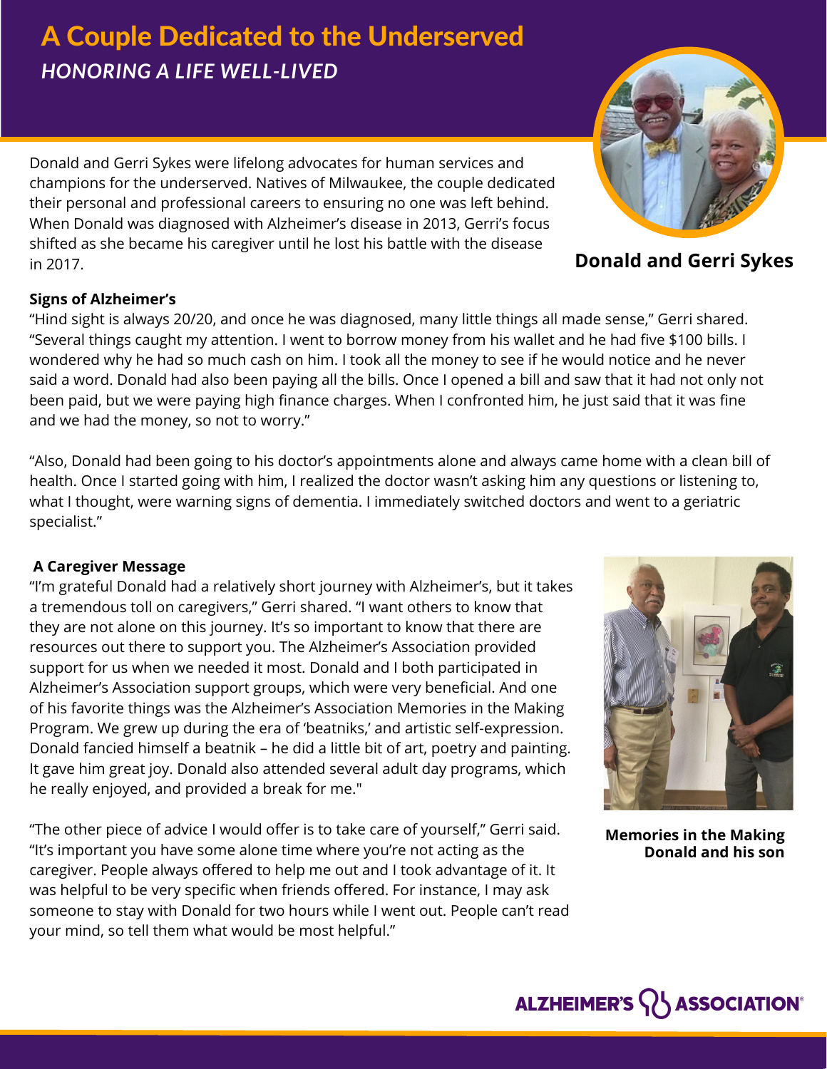# A Couple Dedicated to the Underserved

## *HONORING A LIFE WELL-LIVED*

Donald and Gerri Sykes were lifelong advocates for human services and champions for the underserved. Natives of Milwaukee, the couple dedicated their personal and professional careers to ensuring no one was left behind. When Donald was diagnosed with Alzheimer's disease in 2013, Gerri's focus shifted as she became his caregiver until he lost his battle with the disease in 2017.

**Donald and Gerri Sykes**

### Signs of Alzheimer's

"Hind sight is always 20/20, and once he was diagnosed, many little things all made sense," Gerri shared. "Several things caught my attention. I went to borrow money from his wallet and he had five $100 bills. I wondered why he had so much cash on him. I took all the money to see if he would notice and he never said a word. Donald had also been paying all the bills. Once I opened a bill and saw that it had not only not been paid, but we were paying high finance charges. When I confronted him, he just said that it was fine and we had the money, so not to worry."

"Also, Donald had been going to his doctor's appointments alone and always came home with a clean bill of health. Once I started going with him, I realized the doctor wasn't asking him any questions or listening to, what I thought, were warning signs of dementia. I immediately switched doctors and went to a geriatric specialist."

### A Caregiver Message

"I'm grateful Donald had a relatively short journey with Alzheimer's, but it takes a tremendous toll on caregivers," Gerri shared. "I want others to know that they are not alone on this journey. It's so important to know that there are resources out there to support you. The Alzheimer's Association provided support for us when we needed it most. Donald and I both participated in Alzheimer's Association support groups, which were very beneficial. And one of his favorite things was the Alzheimer's Association Memories in the Making Program. We grew up during the era of 'beatniks,' and artistic self-expression. Donald fancied himself a beatnik – he did a little bit of art, poetry and painting. It gave him great joy. Donald also attended several adult day programs, which he really enjoyed, and provided a break for me."

"The other piece of advice I would offer is to take care of yourself," Gerri said. "It's important you have some alone time where you're not acting as the caregiver. People always offered to help me out and I took advantage of it. It was helpful to be very specific when friends offered. For instance, I may ask someone to stay with Donald for two hours while I went out. People can't read your mind, so tell them what would be most helpful."

**Memories in the Making**
**Donald and his son**

ALZHEIMER'S ASSOCIATION®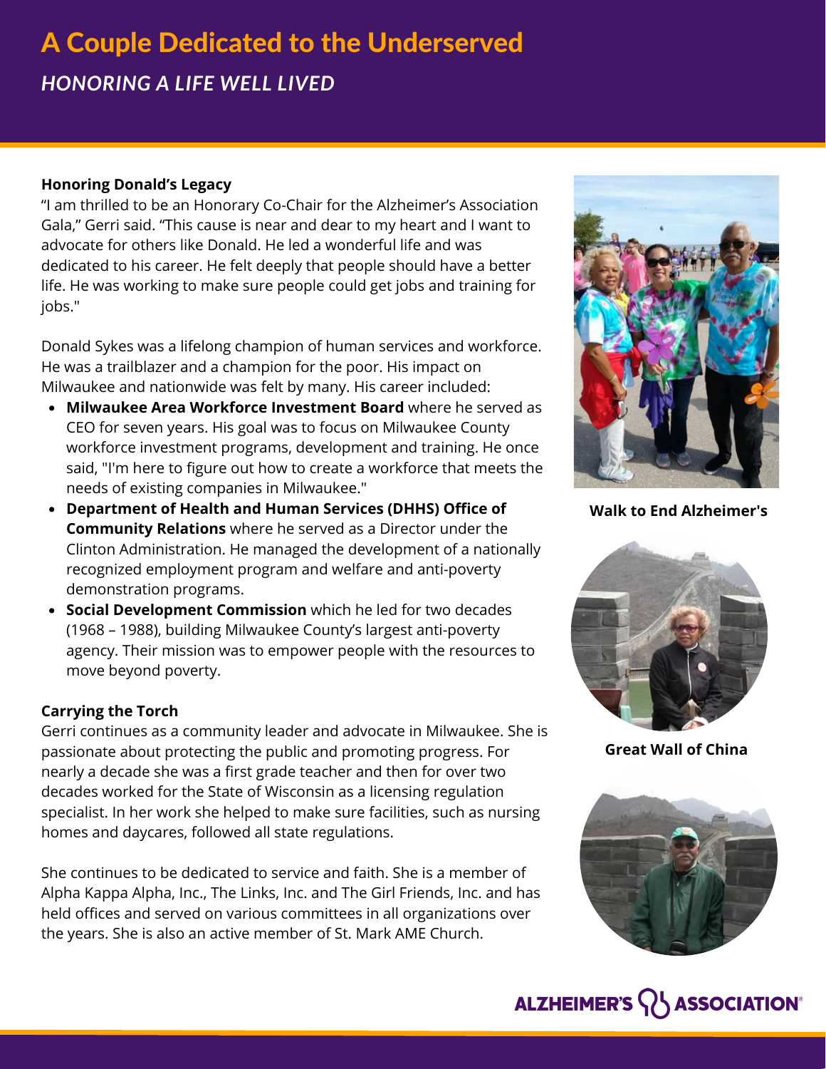# A Couple Dedicated to the Underserved

## *HONORING A LIFE WELL LIVED*

### Honoring Donald's Legacy

"I am thrilled to be an Honorary Co-Chair for the Alzheimer's Association Gala," Gerri said. "This cause is near and dear to my heart and I want to advocate for others like Donald. He led a wonderful life and was dedicated to his career. He felt deeply that people should have a better life. He was working to make sure people could get jobs and training for jobs."

Donald Sykes was a lifelong champion of human services and workforce. He was a trailblazer and a champion for the poor. His impact on Milwaukee and nationwide was felt by many. His career included:

- **Milwaukee Area Workforce Investment Board** where he served as CEO for seven years. His goal was to focus on Milwaukee County workforce investment programs, development and training. He once said, "I'm here to figure out how to create a workforce that meets the needs of existing companies in Milwaukee."
- **Department of Health and Human Services (DHHS) Office of Community Relations** where he served as a Director under the Clinton Administration. He managed the development of a nationally recognized employment program and welfare and anti-poverty demonstration programs.
- **Social Development Commission** which he led for two decades (1968 – 1988), building Milwaukee County's largest anti-poverty agency. Their mission was to empower people with the resources to move beyond poverty.

### Carrying the Torch

Gerri continues as a community leader and advocate in Milwaukee. She is passionate about protecting the public and promoting progress. For nearly a decade she was a first grade teacher and then for over two decades worked for the State of Wisconsin as a licensing regulation specialist. In her work she helped to make sure facilities, such as nursing homes and daycares, followed all state regulations.

She continues to be dedicated to service and faith. She is a member of Alpha Kappa Alpha, Inc., The Links, Inc. and The Girl Friends, Inc. and has held offices and served on various committees in all organizations over the years. She is also an active member of St. Mark AME Church.

**Walk to End Alzheimer's**

**Great Wall of China**

ALZHEIMER'S ASSOCIATION